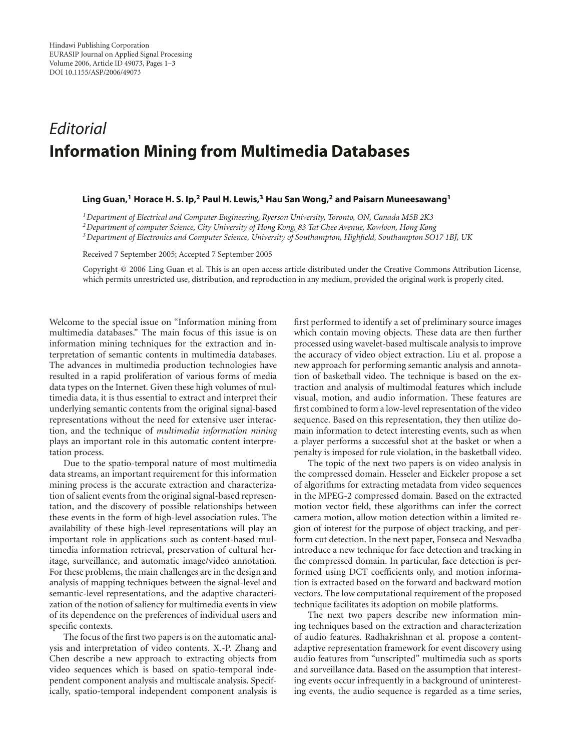*Editorial*

# Information Mining from Multimedia Databases

**Ling Guan,[1] Horace H. S. Ip,[2] Paul H. Lewis,[3] Hau San Wong,[2] and Paisarn Muneesawang[1]**

*[1] Department of Electrical and Computer Engineering, Ryerson University, Toronto, ON, Canada M5B 2K3*
*[2] Department of computer Science, City University of Hong Kong, 83 Tat Chee Avenue, Kowloon, Hong Kong*
*[3] Department of Electronics and Computer Science, University of Southampton, Highfield, Southampton SO17 1BJ, UK*

Received 7 September 2005; Accepted 7 September 2005

Copyright © 2006 Ling Guan et al. This is an open access article distributed under the Creative Commons Attribution License, which permits unrestricted use, distribution, and reproduction in any medium, provided the original work is properly cited.

Welcome to the special issue on "Information mining from multimedia databases." The main focus of this issue is on information mining techniques for the extraction and interpretation of semantic contents in multimedia databases. The advances in multimedia production technologies have resulted in a rapid proliferation of various forms of media data types on the Internet. Given these high volumes of multimedia data, it is thus essential to extract and interpret their underlying semantic contents from the original signal-based representations without the need for extensive user interaction, and the technique of *multimedia information mining* plays an important role in this automatic content interpretation process.

Due to the spatio-temporal nature of most multimedia data streams, an important requirement for this information mining process is the accurate extraction and characterization of salient events from the original signal representation, and the discovery of possible relationships between these events in the form of high-level association rules. The availability of these high-level representations will play an important role in applications such as content-based multimedia information retrieval, preservation of cultural heritage, surveillance, and automatic image/video annotation. For these problems, the main challenges are in the design and analysis of mapping techniques between the signal-level and semantic-level representations, and the adaptive characterization of the notion of saliency for multimedia events in view of its dependence on the preferences of individual users and specific contexts.

The focus of the first two papers is on the automatic analysis and interpretation of video contents. X.-P. Zhang and Chen describe a new approach to extracting objects from video sequences which is based on spatio-temporal independent component analysis and multiscale analysis. Specifically, spatio-temporal independent component analysis is first performed to identify a set of preliminary source images which contain moving objects. These data are then further processed using wavelet-based multiscale analysis to improve the accuracy of video object extraction. Liu et al. propose a new approach for performing semantic analysis and annotation of basketball video. The technique is based on the extraction and analysis of multimodal features which include visual, motion, and audio information. These features are first combined to form a low-level representation of the video sequence. Based on this representation, they then utilize domain information to detect interesting events, such as when a player performs a successful shot at the basket or when a penalty is imposed for rule violation, in the basketball video.

The topic of the next two papers is on video analysis in the compressed domain. Hesseler and Eickeler propose a set of algorithms for extracting metadata from video sequences in the MPEG-2 compressed domain. Based on the extracted motion vector field, these algorithms can infer the correct camera motion, allow motion detection within a limited region of interest for the purpose of object tracking, and perform cut detection. In the next paper, Fonseca and Nesvadba introduce a new technique for face detection and tracking in the compressed domain. In particular, face detection is performed using DCT coefficients only, and motion information is extracted based on the forward and backward motion vectors. The low computational requirement of the proposed technique facilitates its adoption on mobile platforms.

The next two papers describe new information mining techniques based on the extraction and characterization of audio features. Radhakrishnan et al. propose a content-adaptive representation framework for event discovery using audio features from "unscripted" multimedia such as sports and surveillance data. Based on the assumption that interesting events occur infrequently in a background of uninteresting events, the audio sequence is regarded as a time series,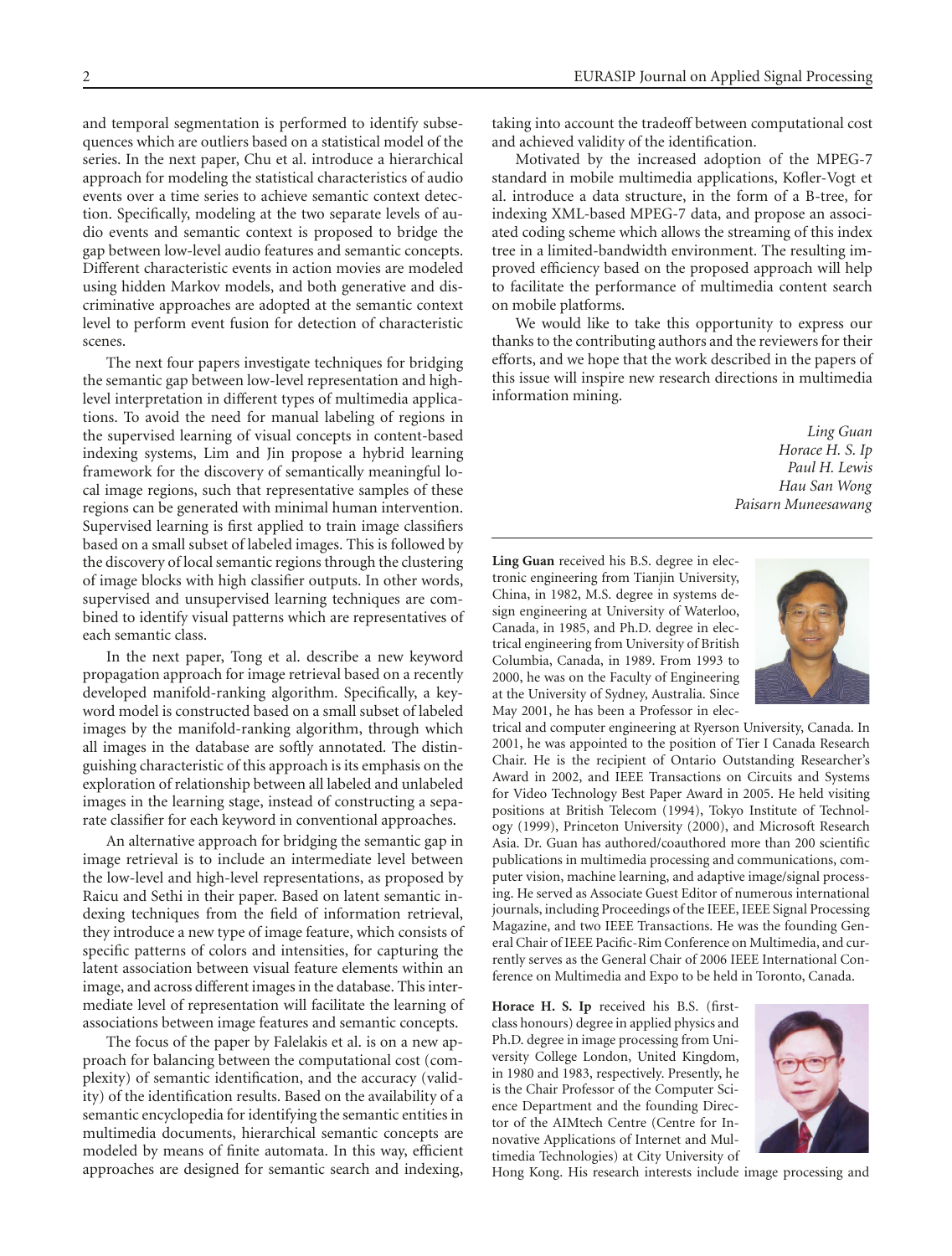and temporal segmentation is performed to identify subsequences which are outliers based on a statistical model of the series. In the next paper, Chu et al. introduce a hierarchical approach for modeling the statistical characteristics of audio events over a time series to achieve semantic context detection. Specifically, modeling at the two separate levels of audio events and semantic context is proposed to bridge the gap between low-level audio features and semantic concepts. Different characteristic events in action movies are modeled using hidden Markov models, and both generative and discriminative approaches are adopted at the semantic context level to perform event fusion for detection of characteristic scenes.

The next four papers investigate techniques for bridging the semantic gap between low-level representation and high-level interpretation in different types of multimedia applications. To avoid the need for manual labeling of regions in the supervised learning of visual concepts in content-based indexing systems, Lim and Jin propose a hybrid learning framework for the discovery of semantically meaningful local image regions, such that representative samples of these regions can be generated with minimal human intervention. Supervised learning is first applied to train image classifiers based on a small subset of labeled images. This is followed by the discovery of local semantic regions through the clustering of image blocks with high classifier outputs. In other words, supervised and unsupervised learning techniques are combined to identify visual patterns which are representatives of each semantic class.

In the next paper, Tong et al. describe a new keyword propagation approach for image retrieval based on a recently developed manifold-ranking algorithm. Specifically, a keyword model is constructed based on a small subset of labeled images by the manifold-ranking algorithm, through which all images in the database are softly annotated. The distinguishing characteristic of this approach is its emphasis on the exploration of relationship between all labeled and unlabeled images in the learning stage, instead of constructing a separate classifier for each keyword in conventional approaches.

An alternative approach for bridging the semantic gap in image retrieval is to include an intermediate level between the low-level and high-level representations, as proposed by Raicu and Sethi in their paper. Based on latent semantic indexing techniques from the field of information retrieval, they introduce a new type of image feature, which consists of specific patterns of colors and intensities, for capturing the latent association between visual feature elements within an image, and across different images in the database. This intermediate level of representation will facilitate the learning of associations between image features and semantic concepts.

The focus of the paper by Falelakis et al. is on a new approach for balancing between the computational cost (complexity) of semantic identification, and the accuracy (validity) of the identification results. Based on the availability of a semantic encyclopedia for identifying the semantic entities in multimedia documents, hierarchical semantic concepts are modeled by means of finite automata. In this way, efficient approaches are designed for semantic search and indexing, taking into account the tradeoff between computational cost and achieved validity of the identification.

Motivated by the increased adoption of the MPEG-7 standard in mobile multimedia applications, Kofler-Vogt et al. introduce a data structure, in the form of a B-tree, for indexing XML-based MPEG-7 data, and propose an associated coding scheme which allows the streaming of this index tree in a limited-bandwidth environment. The resulting improved efficiency based on the proposed approach will help to facilitate the performance of multimedia content search on mobile platforms.

We would like to take this opportunity to express our thanks to the contributing authors and the reviewers for their efforts, and we hope that the work described in the papers of this issue will inspire new research directions in multimedia information mining.

*Ling Guan*
*Horace H. S. Ip*
*Paul H. Lewis*
*Hau San Wong*
*Paisarn Muneesawang*

**Ling Guan** received his B.S. degree in electronic engineering from Tianjin University, China, in 1982, M.S. degree in systems design engineering at University of Waterloo, Canada, in 1985, and Ph.D. degree in electrical engineering from University of British Columbia, Canada, in 1989. From 1993 to 2000, he was on the Faculty of Engineering at the University of Sydney, Australia. Since May 2001, he has been a Professor in electrical and computer engineering at Ryerson University, Canada. In 2001, he was appointed to the position of Tier I Canada Research Chair. He is the recipient of Ontario Outstanding Researcher's Award in 2002, and IEEE Transactions on Circuits and Systems for Video Technology Best Paper Award in 2005. He held visiting positions at British Telecom (1994), Tokyo Institute of Technology (1999), Princeton University (2000), and Microsoft Research Asia. Dr. Guan has authored/coauthored more than 200 scientific publications in multimedia processing and communications, computer vision, machine learning, and adaptive image/signal processing. He served as Associate Guest Editor of numerous international journals, including Proceedings of the IEEE, IEEE Signal Processing Magazine, and two IEEE Transactions. He was the founding General Chair of IEEE Pacific-Rim Conference on Multimedia, and currently serves as the General Chair of 2006 IEEE International Conference on Multimedia and Expo to be held in Toronto, Canada.

**Horace H. S. Ip** received his B.S. (first-class honours) degree in applied physics and Ph.D. degree in image processing from University College London, United Kingdom, in 1980 and 1983, respectively. Presently, he is the Chair Professor of the Computer Science Department and the founding Director of the AIMtech Centre (Centre for Innovative Applications of Internet and Multimedia Technologies) at City University of Hong Kong. His research interests include image processing and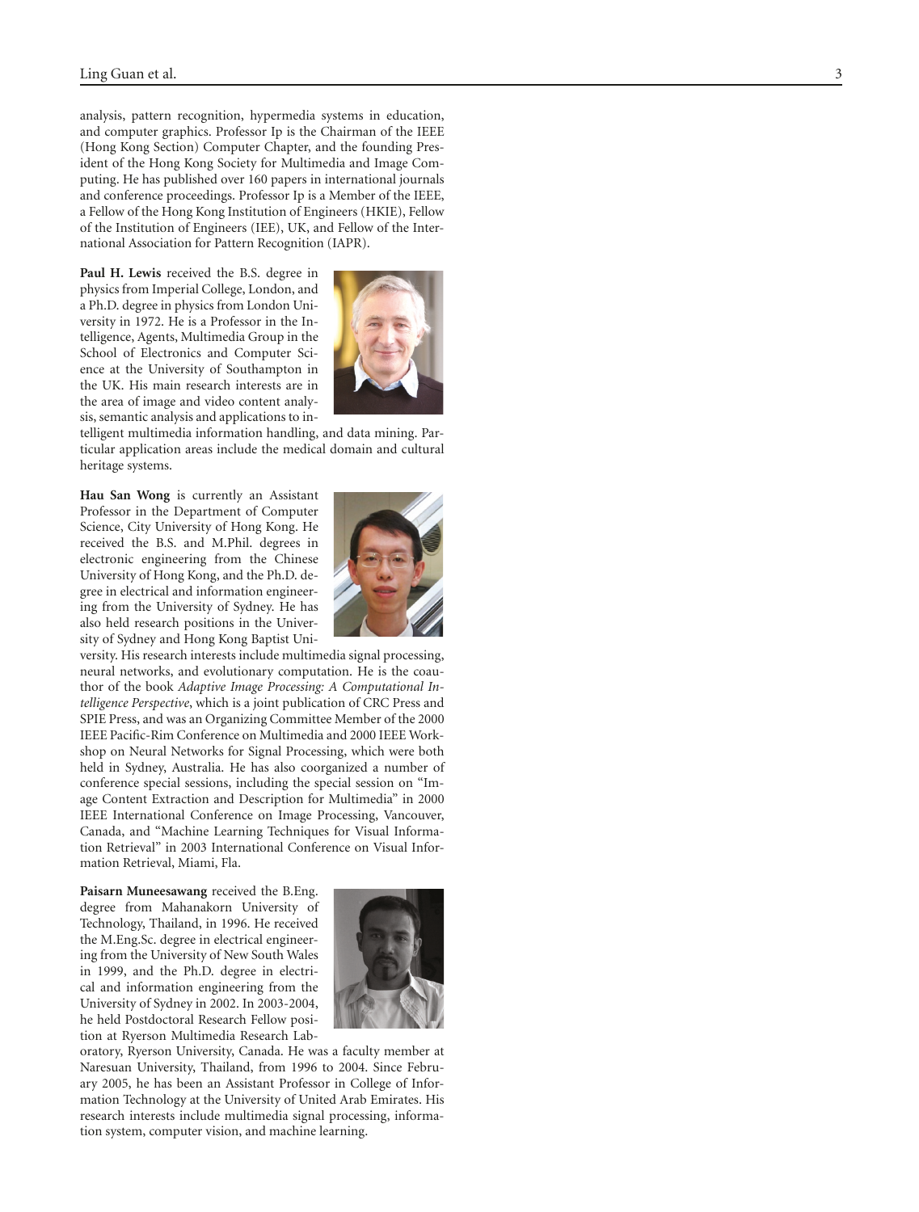analysis, pattern recognition, hypermedia systems in education, and computer graphics. Professor Ip is the Chairman of the IEEE (Hong Kong Section) Computer Chapter, and the founding President of the Hong Kong Society for Multimedia and Image Computing. He has published over 160 papers in international journals and conference proceedings. Professor Ip is a Member of the IEEE, a Fellow of the Hong Kong Institution of Engineers (HKIE), Fellow of the Institution of Engineers (IEE), UK, and Fellow of the International Association for Pattern Recognition (IAPR).

**Paul H. Lewis** received the B.S. degree in physics from Imperial College, London, and a Ph.D. degree in physics from London University in 1972. He is a Professor in the Intelligence, Agents, Multimedia Group in the School of Electronics and Computer Science at the University of Southampton in the UK. His main research interests are in the area of image and video content analysis, semantic analysis and applications to intelligent multimedia information handling, and data mining. Particular application areas include the medical domain and cultural heritage systems.

**Hau San Wong** is currently an Assistant Professor in the Department of Computer Science, City University of Hong Kong. He received the B.S. and M.Phil. degrees in electronic engineering from the Chinese University of Hong Kong, and the Ph.D. degree in electrical and information engineering from the University of Sydney. He has also held research positions in the University of Sydney and Hong Kong Baptist University. His research interests include multimedia signal processing, neural networks, and evolutionary computation. He is the coauthor of the book *Adaptive Image Processing: A Computational Intelligence Perspective*, which is a joint publication of CRC Press and SPIE Press, and was an Organizing Committee Member of the 2000 IEEE Pacific-Rim Conference on Multimedia and 2000 IEEE Workshop on Neural Networks for Signal Processing, which were both held in Sydney, Australia. He has also coorganized a number of conference special sessions, including the special session on "Image Content Extraction and Description for Multimedia" in 2000 IEEE International Conference on Image Processing, Vancouver, Canada, and "Machine Learning Techniques for Visual Information Retrieval" in 2003 International Conference on Visual Information Retrieval, Miami, Fla.

**Paisarn Muneesawang** received the B.Eng. degree from Mahanakorn University of Technology, Thailand, in 1996. He received the M.Eng.Sc. degree in electrical engineering from the University of New South Wales in 1999, and the Ph.D. degree in electrical and information engineering from the University of Sydney in 2002. In 2003-2004, he held Postdoctoral Research Fellow position at Ryerson Multimedia Research Laboratory, Ryerson University, Canada. He was a faculty member at Naresuan University, Thailand, from 1996 to 2004. Since February 2005, he has been an Assistant Professor in College of Information Technology at the University of United Arab Emirates. His research interests include multimedia signal processing, information system, computer vision, and machine learning.